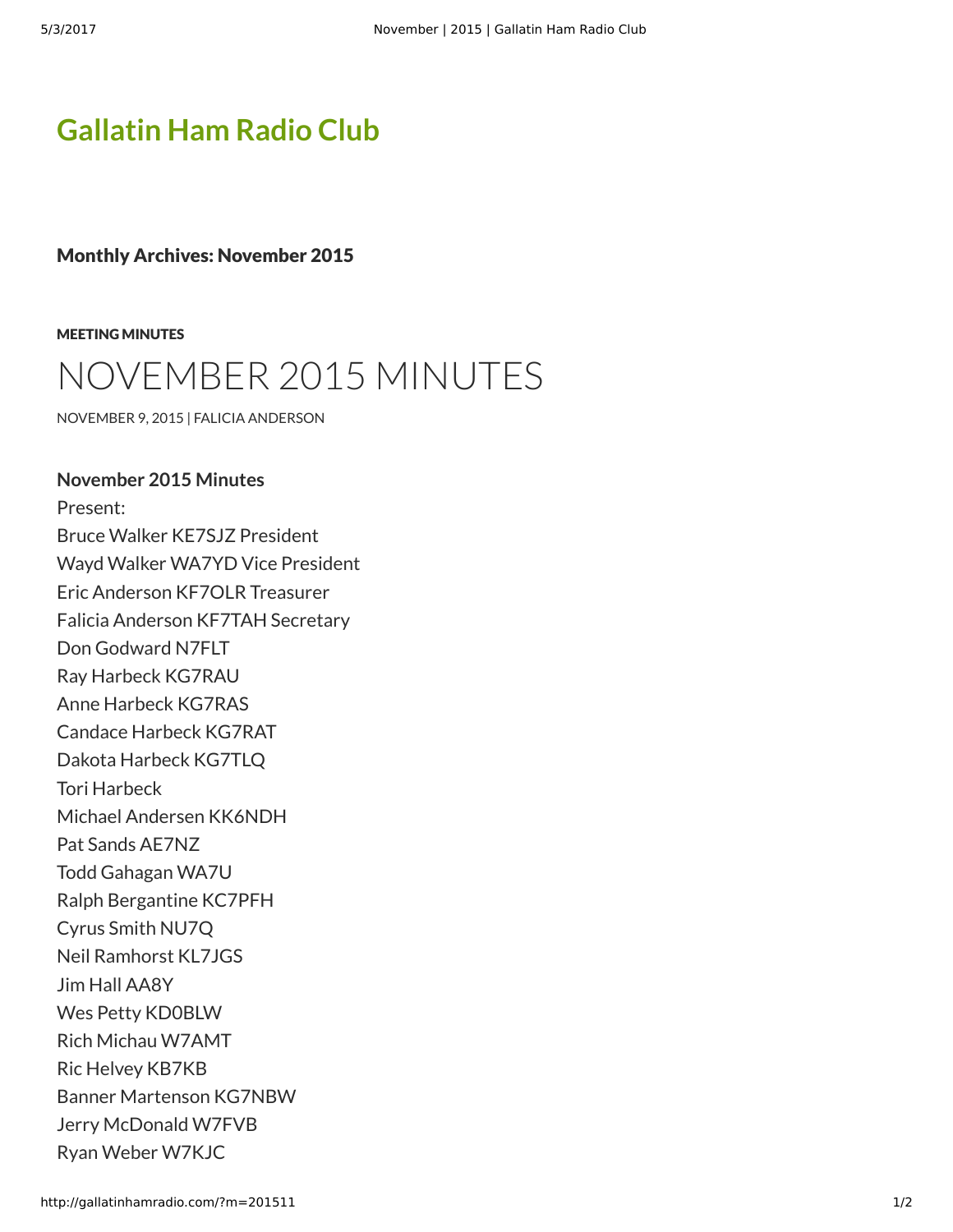# Gallatin Ham Radio Club

## Monthly Archives: November 2015

MEETING MINUTES

# NOVEMBER 2015 MINUTES

NOVEMBER 9, 2015 | FALICIA ANDERSON

**November 2015 Minutes**

Present:
Bruce Walker KE7SJZ President
Wayd Walker WA7YD Vice President
Eric Anderson KF7OLR Treasurer
Falicia Anderson KF7TAH Secretary
Don Godward N7FLT
Ray Harbeck KG7RAU
Anne Harbeck KG7RAS
Candace Harbeck KG7RAT
Dakota Harbeck KG7TLQ
Tori Harbeck
Michael Andersen KK6NDH
Pat Sands AE7NZ
Todd Gahagan WA7U
Ralph Bergantine KC7PFH
Cyrus Smith NU7Q
Neil Ramhorst KL7JGS
Jim Hall AA8Y
Wes Petty KD0BLW
Rich Michau W7AMT
Ric Helvey KB7KB
Banner Martenson KG7NBW
Jerry McDonald W7FVB
Ryan Weber W7KJC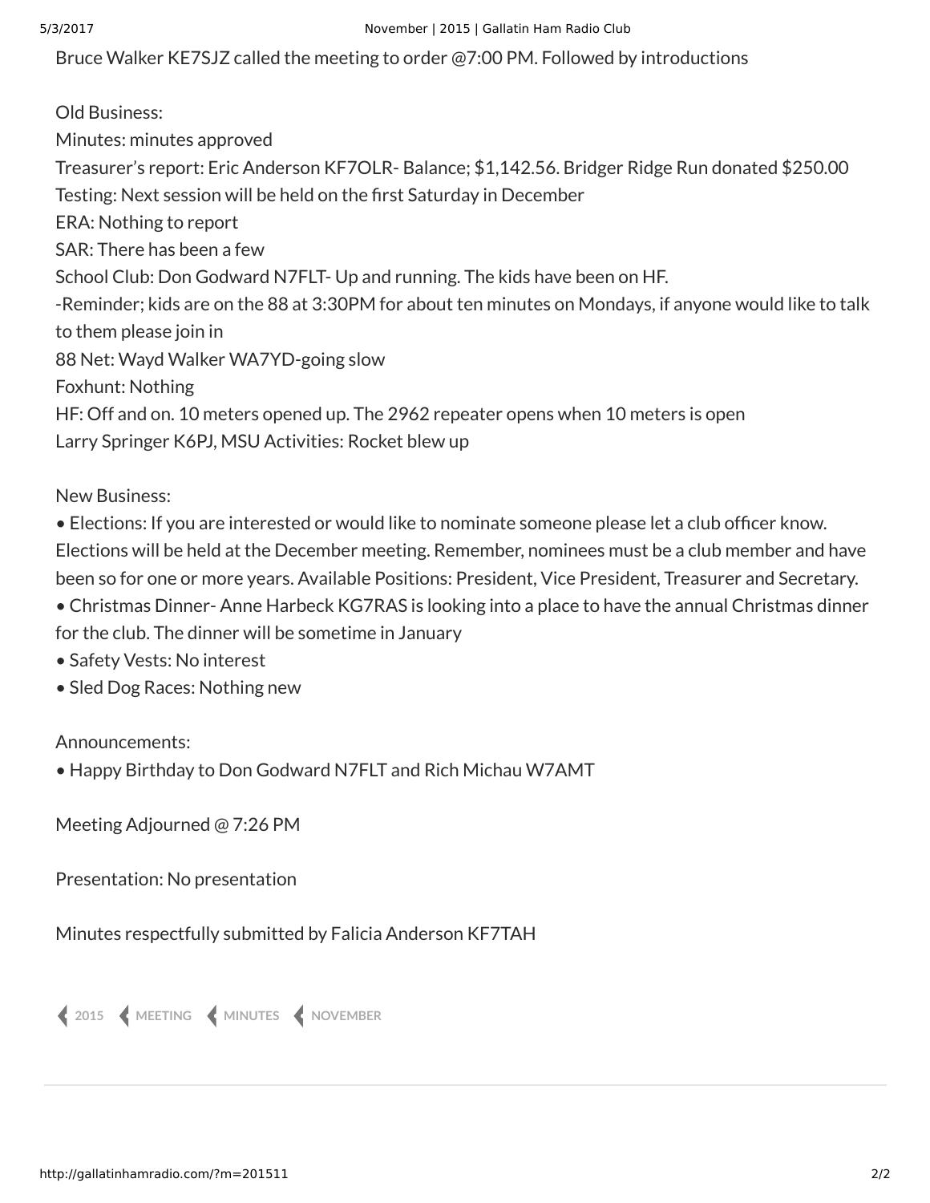Bruce Walker KE7SJZ called the meeting to order @7:00 PM. Followed by introductions

Old Business:
Minutes: minutes approved
Treasurer's report: Eric Anderson KF7OLR- Balance; $1,142.56. Bridger Ridge Run donated $250.00
Testing: Next session will be held on the first Saturday in December
ERA: Nothing to report
SAR: There has been a few
School Club: Don Godward N7FLT- Up and running. The kids have been on HF.
-Reminder; kids are on the 88 at 3:30PM for about ten minutes on Mondays, if anyone would like to talk to them please join in
88 Net: Wayd Walker WA7YD-going slow
Foxhunt: Nothing
HF: Off and on. 10 meters opened up. The 2962 repeater opens when 10 meters is open
Larry Springer K6PJ, MSU Activities: Rocket blew up

New Business:

- Elections: If you are interested or would like to nominate someone please let a club officer know. Elections will be held at the December meeting. Remember, nominees must be a club member and have been so for one or more years. Available Positions: President, Vice President, Treasurer and Secretary.
- Christmas Dinner- Anne Harbeck KG7RAS is looking into a place to have the annual Christmas dinner for the club. The dinner will be sometime in January
- Safety Vests: No interest
- Sled Dog Races: Nothing new

Announcements:

- Happy Birthday to Don Godward N7FLT and Rich Michau W7AMT

Meeting Adjourned @ 7:26 PM

Presentation: No presentation

Minutes respectfully submitted by Falicia Anderson KF7TAH

2015 MEETING MINUTES NOVEMBER